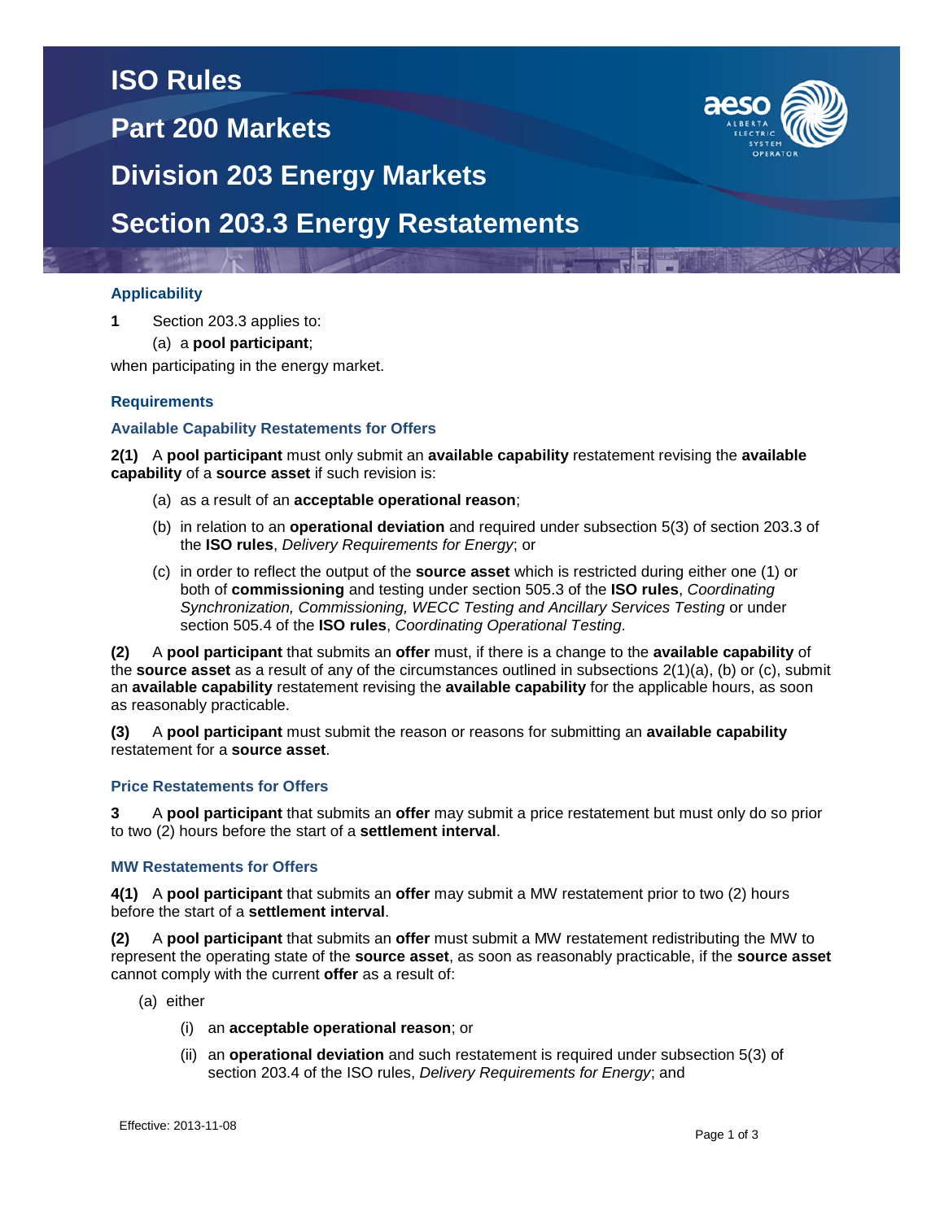# ISO Rules

# Part 200 Markets

# Division 203 Energy Markets

# Section 203.3 Energy Restatements

## Applicability

**1** Section 203.3 applies to:

(a) a **pool participant**;

when participating in the energy market.

## Requirements

### Available Capability Restatements for Offers

**2(1)** A **pool participant** must only submit an **available capability** restatement revising the **available capability** of a **source asset** if such revision is:

(a) as a result of an **acceptable operational reason**;

(b) in relation to an **operational deviation** and required under subsection 5(3) of section 203.3 of the **ISO rules**, *Delivery Requirements for Energy*; or

(c) in order to reflect the output of the **source asset** which is restricted during either one (1) or both of **commissioning** and testing under section 505.3 of the **ISO rules**, *Coordinating Synchronization, Commissioning, WECC Testing and Ancillary Services Testing* or under section 505.4 of the **ISO rules**, *Coordinating Operational Testing*.

**(2)** A **pool participant** that submits an **offer** must, if there is a change to the **available capability** of the **source asset** as a result of any of the circumstances outlined in subsections 2(1)(a), (b) or (c), submit an **available capability** restatement revising the **available capability** for the applicable hours, as soon as reasonably practicable.

**(3)** A **pool participant** must submit the reason or reasons for submitting an **available capability** restatement for a **source asset**.

### Price Restatements for Offers

**3** A **pool participant** that submits an **offer** may submit a price restatement but must only do so prior to two (2) hours before the start of a **settlement interval**.

### MW Restatements for Offers

**4(1)** A **pool participant** that submits an **offer** may submit a MW restatement prior to two (2) hours before the start of a **settlement interval**.

**(2)** A **pool participant** that submits an **offer** must submit a MW restatement redistributing the MW to represent the operating state of the **source asset**, as soon as reasonably practicable, if the **source asset** cannot comply with the current **offer** as a result of:

(a) either

(i) an **acceptable operational reason**; or

(ii) an **operational deviation** and such restatement is required under subsection 5(3) of section 203.4 of the ISO rules, *Delivery Requirements for Energy*; and

Effective: 2013-11-08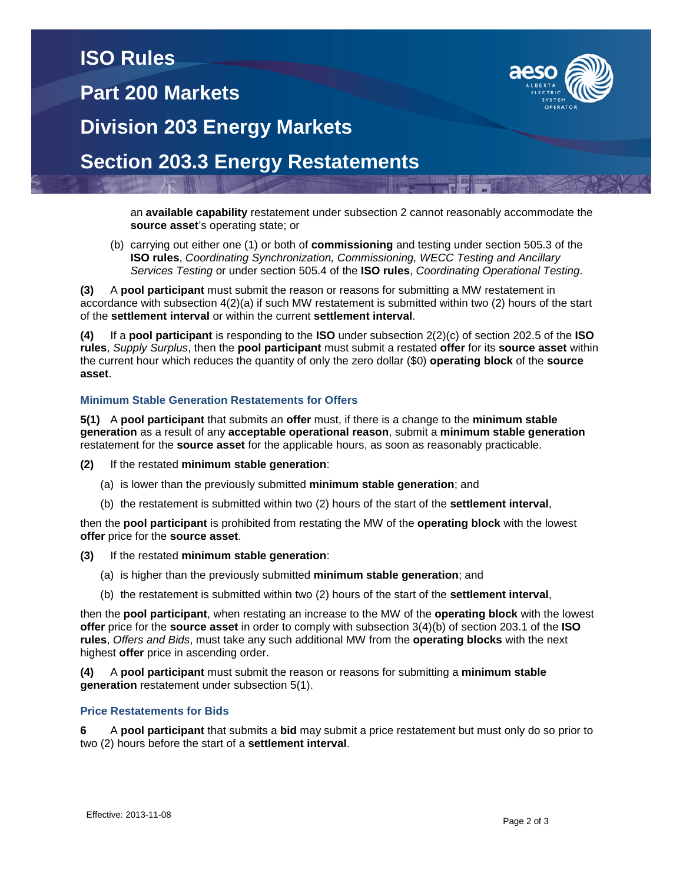an **available capability** restatement under subsection 2 cannot reasonably accommodate the **source asset**'s operating state; or

(b) carrying out either one (1) or both of **commissioning** and testing under section 505.3 of the **ISO rules**, *Coordinating Synchronization, Commissioning, WECC Testing and Ancillary Services Testing* or under section 505.4 of the **ISO rules**, *Coordinating Operational Testing*.

**(3)** A **pool participant** must submit the reason or reasons for submitting a MW restatement in accordance with subsection 4(2)(a) if such MW restatement is submitted within two (2) hours of the start of the **settlement interval** or within the current **settlement interval**.

**(4)** If a **pool participant** is responding to the **ISO** under subsection 2(2)(c) of section 202.5 of the **ISO rules**, *Supply Surplus*, then the **pool participant** must submit a restated **offer** for its **source asset** within the current hour which reduces the quantity of only the zero dollar ($0) **operating block** of the **source asset**.

### Minimum Stable Generation Restatements for Offers

**5(1)** A **pool participant** that submits an **offer** must, if there is a change to the **minimum stable generation** as a result of any **acceptable operational reason**, submit a **minimum stable generation** restatement for the **source asset** for the applicable hours, as soon as reasonably practicable.

**(2)** If the restated **minimum stable generation**:

(a) is lower than the previously submitted **minimum stable generation**; and

(b) the restatement is submitted within two (2) hours of the start of the **settlement interval**,

then the **pool participant** is prohibited from restating the MW of the **operating block** with the lowest **offer** price for the **source asset**.

**(3)** If the restated **minimum stable generation**:

(a) is higher than the previously submitted **minimum stable generation**; and

(b) the restatement is submitted within two (2) hours of the start of the **settlement interval**,

then the **pool participant**, when restating an increase to the MW of the **operating block** with the lowest **offer** price for the **source asset** in order to comply with subsection 3(4)(b) of section 203.1 of the **ISO rules**, *Offers and Bids*, must take any such additional MW from the **operating blocks** with the next highest **offer** price in ascending order.

**(4)** A **pool participant** must submit the reason or reasons for submitting a **minimum stable generation** restatement under subsection 5(1).

### Price Restatements for Bids

**6** A **pool participant** that submits a **bid** may submit a price restatement but must only do so prior to two (2) hours before the start of a **settlement interval**.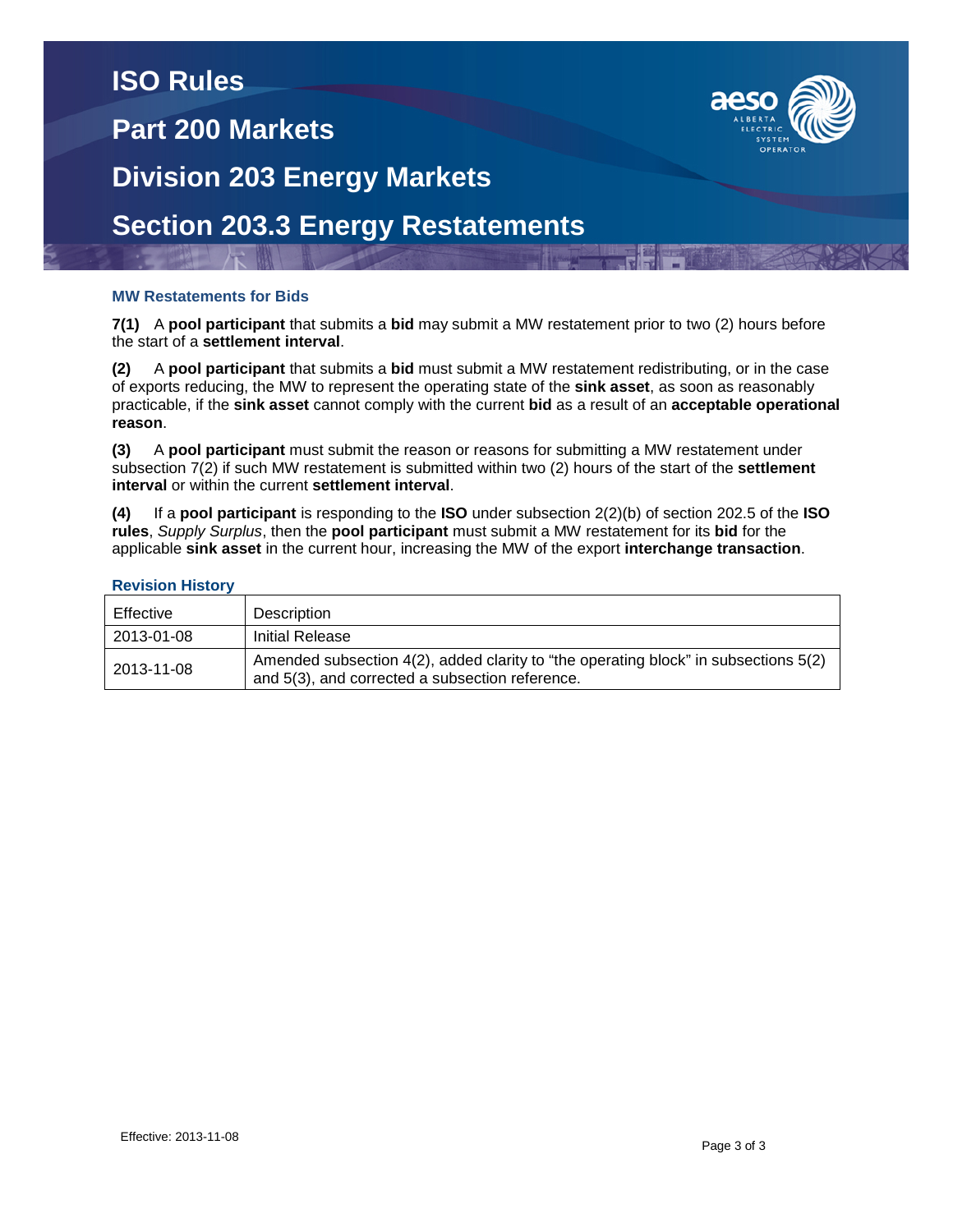# ISO Rules

# Part 200 Markets

# Division 203 Energy Markets

# Section 203.3 Energy Restatements

### MW Restatements for Bids

**7(1)** A **pool participant** that submits a **bid** may submit a MW restatement prior to two (2) hours before the start of a **settlement interval**.

**(2)** A **pool participant** that submits a **bid** must submit a MW restatement redistributing, or in the case of exports reducing, the MW to represent the operating state of the **sink asset**, as soon as reasonably practicable, if the **sink asset** cannot comply with the current **bid** as a result of an **acceptable operational reason**.

**(3)** A **pool participant** must submit the reason or reasons for submitting a MW restatement under subsection 7(2) if such MW restatement is submitted within two (2) hours of the start of the **settlement interval** or within the current **settlement interval**.

**(4)** If a **pool participant** is responding to the **ISO** under subsection 2(2)(b) of section 202.5 of the **ISO rules**, *Supply Surplus*, then the **pool participant** must submit a MW restatement for its **bid** for the applicable **sink asset** in the current hour, increasing the MW of the export **interchange transaction**.

### Revision History

| Effective | Description |
|---|---|
| 2013-01-08 | Initial Release |
| 2013-11-08 | Amended subsection 4(2), added clarity to “the operating block” in subsections 5(2) and 5(3), and corrected a subsection reference. |

Effective: 2013-11-08